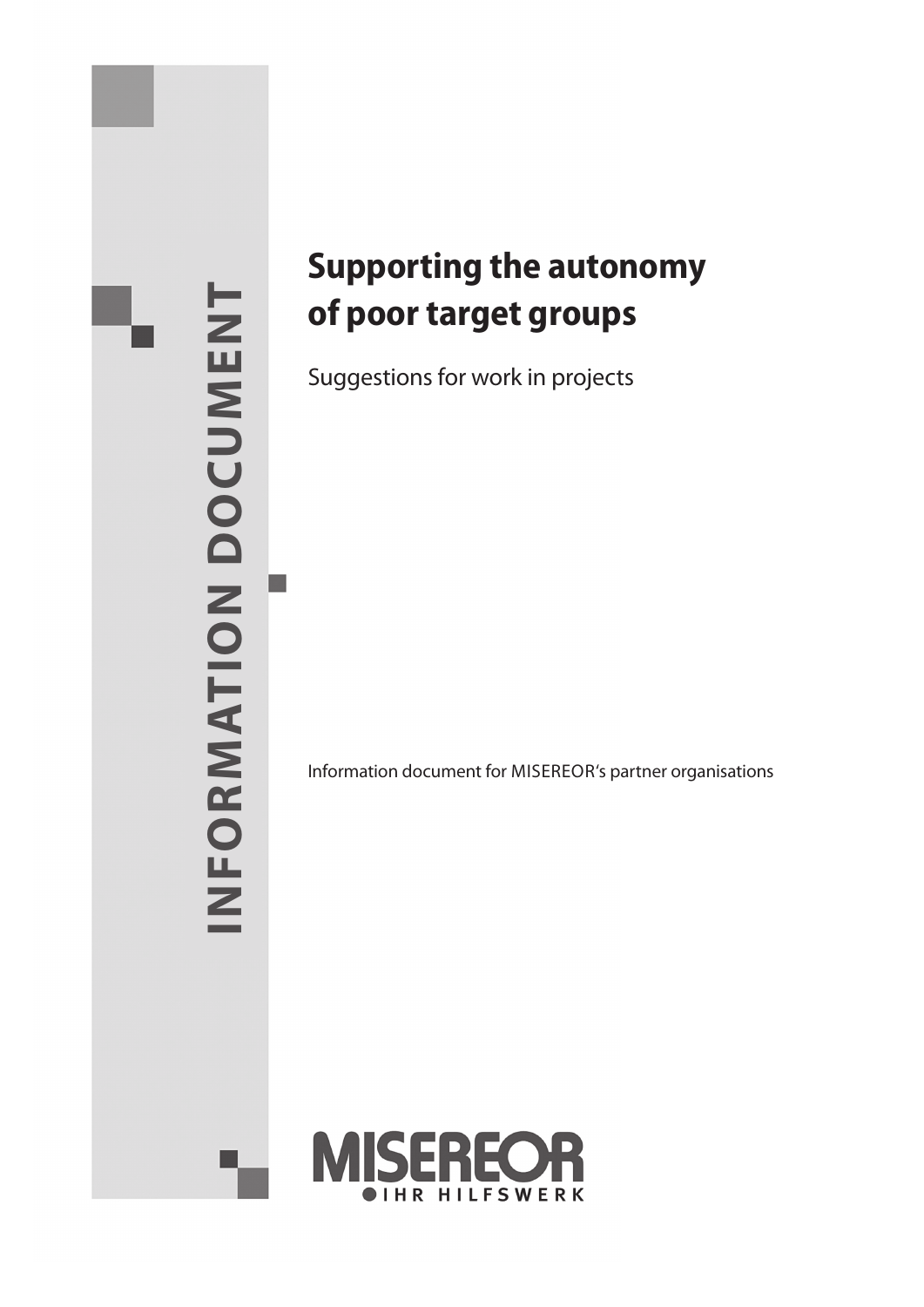INFORMATION DOCUMENT

# Supporting the autonomy of poor target groups

Suggestions for work in projects

Information document for MISEREOR's partner organisations

MISEREOR
IHR HILFSWERK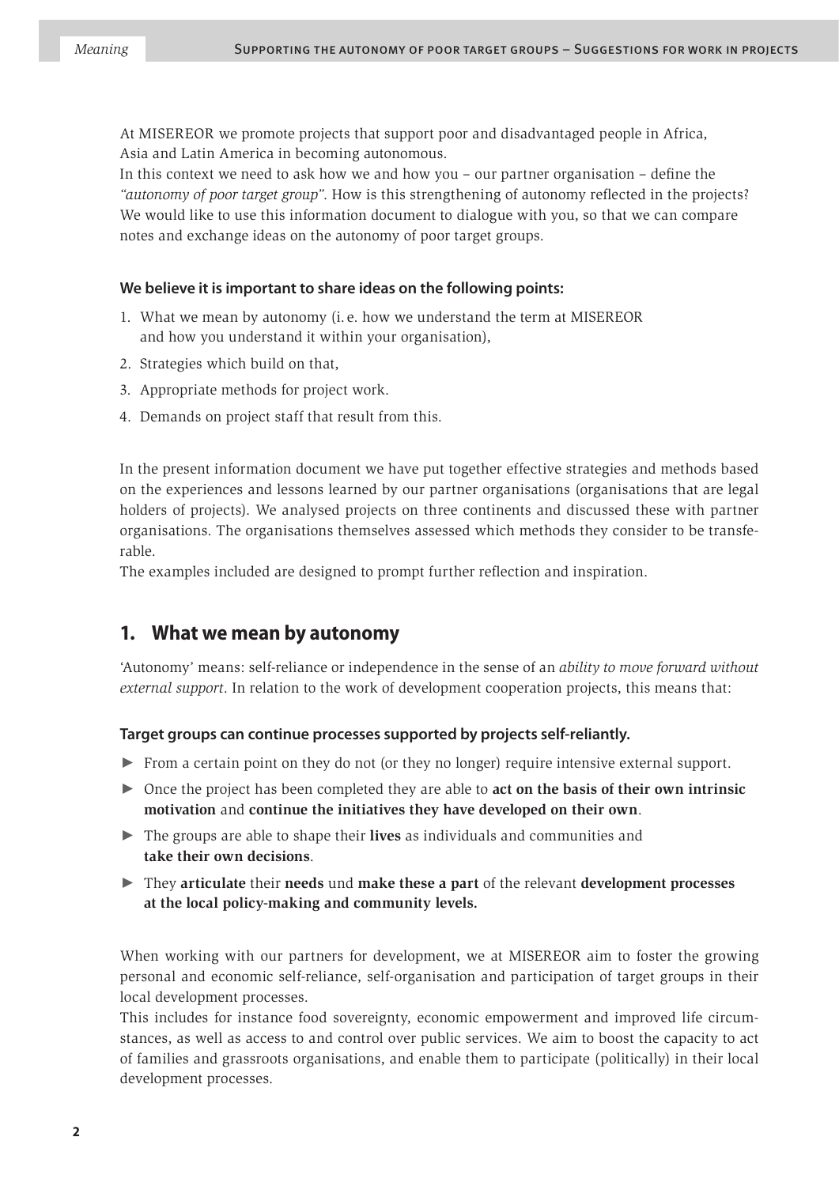At MISEREOR we promote projects that support poor and disadvantaged people in Africa, Asia and Latin America in becoming autonomous.
In this context we need to ask how we and how you – our partner organisation – define the *"autonomy of poor target group"*. How is this strengthening of autonomy reflected in the projects? We would like to use this information document to dialogue with you, so that we can compare notes and exchange ideas on the autonomy of poor target groups.

**We believe it is important to share ideas on the following points:**

1. What we mean by autonomy (i. e. how we understand the term at MISEREOR and how you understand it within your organisation),
2. Strategies which build on that,
3. Appropriate methods for project work.
4. Demands on project staff that result from this.

In the present information document we have put together effective strategies and methods based on the experiences and lessons learned by our partner organisations (organisations that are legal holders of projects). We analysed projects on three continents and discussed these with partner organisations. The organisations themselves assessed which methods they consider to be transferable.
The examples included are designed to prompt further reflection and inspiration.

## 1. What we mean by autonomy

'Autonomy' means: self-reliance or independence in the sense of an *ability to move forward without external support*. In relation to the work of development cooperation projects, this means that:

**Target groups can continue processes supported by projects self-reliantly.**

- From a certain point on they do not (or they no longer) require intensive external support.
- Once the project has been completed they are able to **act on the basis of their own intrinsic motivation** and **continue the initiatives they have developed on their own**.
- The groups are able to shape their **lives** as individuals and communities and **take their own decisions**.
- They **articulate** their **needs** und **make these a part** of the relevant **development processes at the local policy-making and community levels.**

When working with our partners for development, we at MISEREOR aim to foster the growing personal and economic self-reliance, self-organisation and participation of target groups in their local development processes.
This includes for instance food sovereignty, economic empowerment and improved life circumstances, as well as access to and control over public services. We aim to boost the capacity to act of families and grassroots organisations, and enable them to participate (politically) in their local development processes.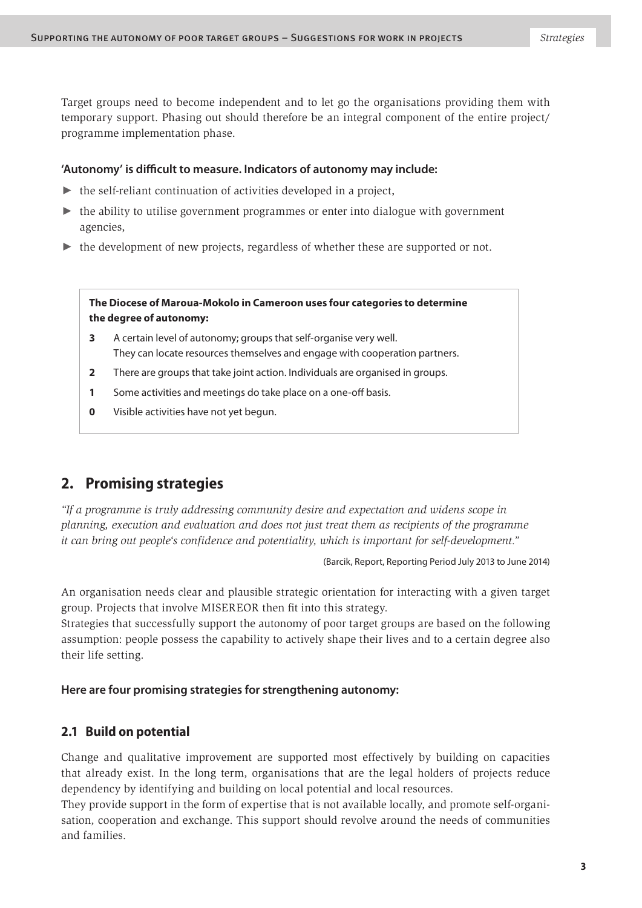Target groups need to become independent and to let go the organisations providing them with temporary support. Phasing out should therefore be an integral component of the entire project/ programme implementation phase.

**'Autonomy' is difficult to measure. Indicators of autonomy may include:**

- the self-reliant continuation of activities developed in a project,
- the ability to utilise government programmes or enter into dialogue with government agencies,
- the development of new projects, regardless of whether these are supported or not.

> **The Diocese of Maroua-Mokolo in Cameroon uses four categories to determine the degree of autonomy:**
>
> **3** A certain level of autonomy; groups that self-organise very well. They can locate resources themselves and engage with cooperation partners.
>
> **2** There are groups that take joint action. Individuals are organised in groups.
>
> **1** Some activities and meetings do take place on a one-off basis.
>
> **0** Visible activities have not yet begun.

## 2. Promising strategies

*"If a programme is truly addressing community desire and expectation and widens scope in planning, execution and evaluation and does not just treat them as recipients of the programme it can bring out people's confidence and potentiality, which is important for self-development."*

(Barcik, Report, Reporting Period July 2013 to June 2014)

An organisation needs clear and plausible strategic orientation for interacting with a given target group. Projects that involve MISEREOR then fit into this strategy.

Strategies that successfully support the autonomy of poor target groups are based on the following assumption: people possess the capability to actively shape their lives and to a certain degree also their life setting.

**Here are four promising strategies for strengthening autonomy:**

### 2.1 Build on potential

Change and qualitative improvement are supported most effectively by building on capacities that already exist. In the long term, organisations that are the legal holders of projects reduce dependency by identifying and building on local potential and local resources.

They provide support in the form of expertise that is not available locally, and promote self-organisation, cooperation and exchange. This support should revolve around the needs of communities and families.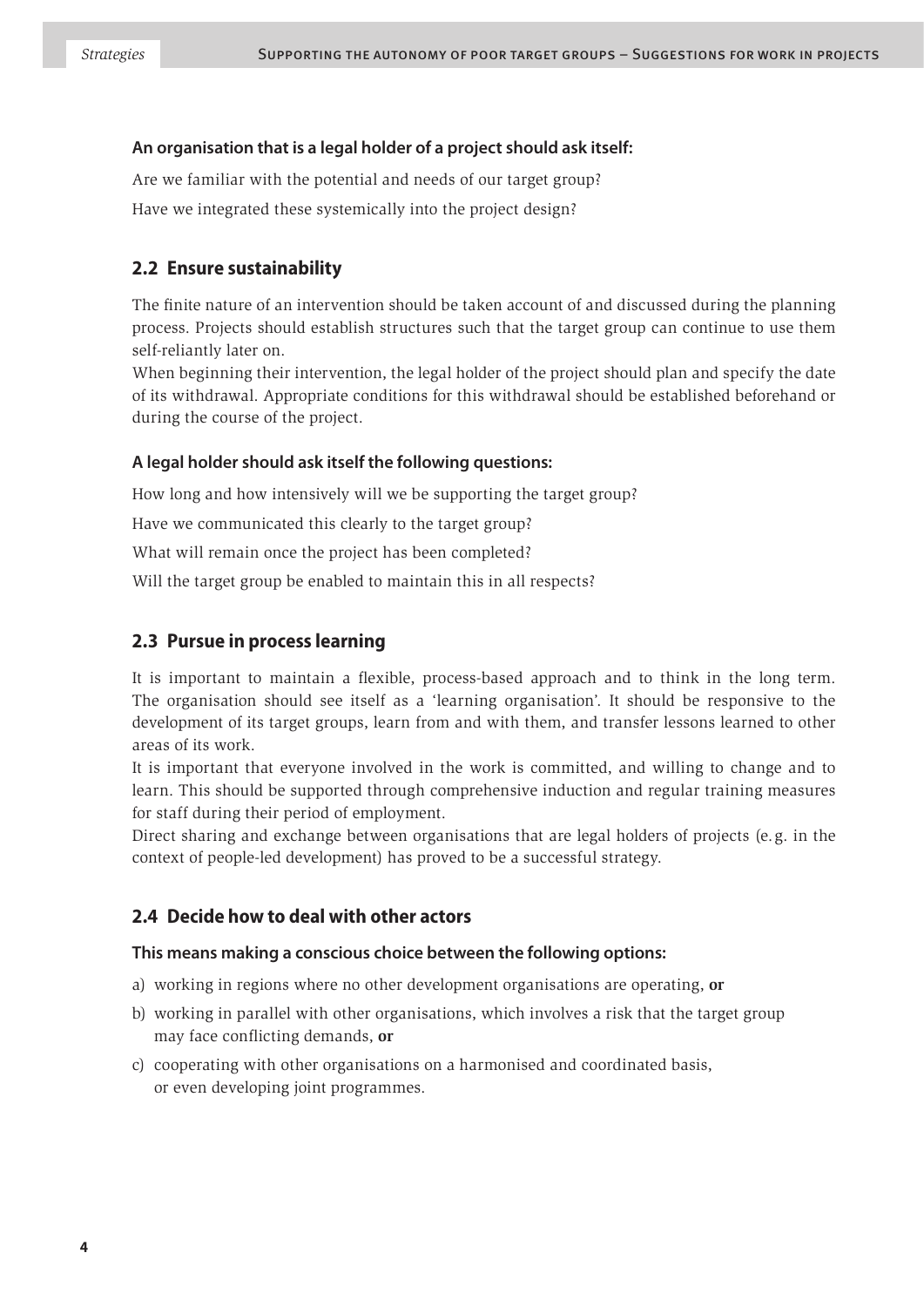**An organisation that is a legal holder of a project should ask itself:**

Are we familiar with the potential and needs of our target group?

Have we integrated these systemically into the project design?

## 2.2 Ensure sustainability

The finite nature of an intervention should be taken account of and discussed during the planning process. Projects should establish structures such that the target group can continue to use them self-reliantly later on.

When beginning their intervention, the legal holder of the project should plan and specify the date of its withdrawal. Appropriate conditions for this withdrawal should be established beforehand or during the course of the project.

**A legal holder should ask itself the following questions:**

How long and how intensively will we be supporting the target group?

Have we communicated this clearly to the target group?

What will remain once the project has been completed?

Will the target group be enabled to maintain this in all respects?

## 2.3 Pursue in process learning

It is important to maintain a flexible, process-based approach and to think in the long term. The organisation should see itself as a 'learning organisation'. It should be responsive to the development of its target groups, learn from and with them, and transfer lessons learned to other areas of its work.

It is important that everyone involved in the work is committed, and willing to change and to learn. This should be supported through comprehensive induction and regular training measures for staff during their period of employment.

Direct sharing and exchange between organisations that are legal holders of projects (e.g. in the context of people-led development) has proved to be a successful strategy.

## 2.4 Decide how to deal with other actors

**This means making a conscious choice between the following options:**

a) working in regions where no other development organisations are operating, **or**

b) working in parallel with other organisations, which involves a risk that the target group may face conflicting demands, **or**

c) cooperating with other organisations on a harmonised and coordinated basis, or even developing joint programmes.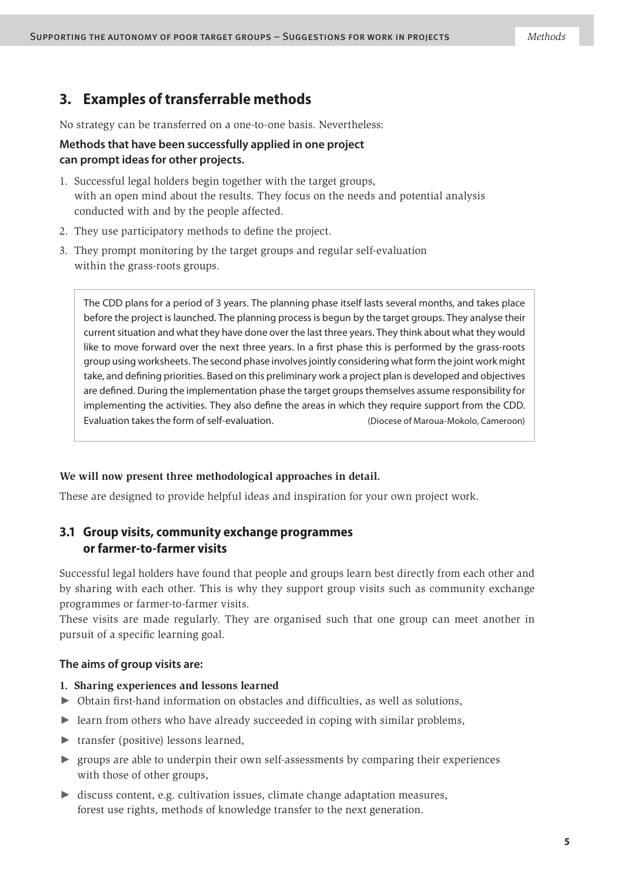## 3. Examples of transferrable methods

No strategy can be transferred on a one-to-one basis. Nevertheless:

**Methods that have been successfully applied in one project can prompt ideas for other projects.**

1. Successful legal holders begin together with the target groups, with an open mind about the results. They focus on the needs and potential analysis conducted with and by the people affected.
2. They use participatory methods to define the project.
3. They prompt monitoring by the target groups and regular self-evaluation within the grass-roots groups.

> The CDD plans for a period of 3 years. The planning phase itself lasts several months, and takes place before the project is launched. The planning process is begun by the target groups. They analyse their current situation and what they have done over the last three years. They think about what they would like to move forward over the next three years. In a first phase this is performed by the grass-roots group using worksheets. The second phase involves jointly considering what form the joint work might take, and defining priorities. Based on this preliminary work a project plan is developed and objectives are defined. During the implementation phase the target groups themselves assume responsibility for implementing the activities. They also define the areas in which they require support from the CDD. Evaluation takes the form of self-evaluation. (Diocese of Maroua-Mokolo, Cameroon)

**We will now present three methodological approaches in detail.**

These are designed to provide helpful ideas and inspiration for your own project work.

### 3.1 Group visits, community exchange programmes or farmer-to-farmer visits

Successful legal holders have found that people and groups learn best directly from each other and by sharing with each other. This is why they support group visits such as community exchange programmes or farmer-to-farmer visits.

These visits are made regularly. They are organised such that one group can meet another in pursuit of a specific learning goal.

**The aims of group visits are:**

**1. Sharing experiences and lessons learned**

- Obtain first-hand information on obstacles and difficulties, as well as solutions,
- learn from others who have already succeeded in coping with similar problems,
- transfer (positive) lessons learned,
- groups are able to underpin their own self-assessments by comparing their experiences with those of other groups,
- discuss content, e.g. cultivation issues, climate change adaptation measures, forest use rights, methods of knowledge transfer to the next generation.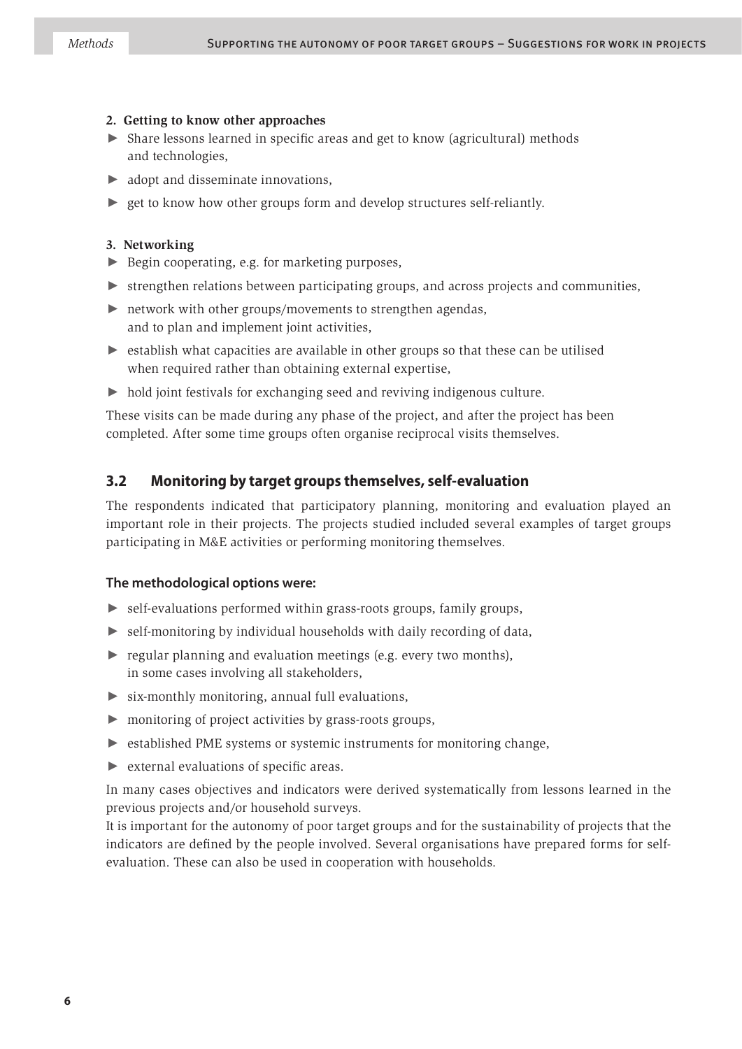**2. Getting to know other approaches**

- Share lessons learned in specific areas and get to know (agricultural) methods and technologies,
- adopt and disseminate innovations,
- get to know how other groups form and develop structures self-reliantly.

**3. Networking**

- Begin cooperating, e.g. for marketing purposes,
- strengthen relations between participating groups, and across projects and communities,
- network with other groups/movements to strengthen agendas, and to plan and implement joint activities,
- establish what capacities are available in other groups so that these can be utilised when required rather than obtaining external expertise,
- hold joint festivals for exchanging seed and reviving indigenous culture.

These visits can be made during any phase of the project, and after the project has been completed. After some time groups often organise reciprocal visits themselves.

## 3.2 Monitoring by target groups themselves, self-evaluation

The respondents indicated that participatory planning, monitoring and evaluation played an important role in their projects. The projects studied included several examples of target groups participating in M&E activities or performing monitoring themselves.

**The methodological options were:**

- self-evaluations performed within grass-roots groups, family groups,
- self-monitoring by individual households with daily recording of data,
- regular planning and evaluation meetings (e.g. every two months), in some cases involving all stakeholders,
- six-monthly monitoring, annual full evaluations,
- monitoring of project activities by grass-roots groups,
- established PME systems or systemic instruments for monitoring change,
- external evaluations of specific areas.

In many cases objectives and indicators were derived systematically from lessons learned in the previous projects and/or household surveys.

It is important for the autonomy of poor target groups and for the sustainability of projects that the indicators are defined by the people involved. Several organisations have prepared forms for self-evaluation. These can also be used in cooperation with households.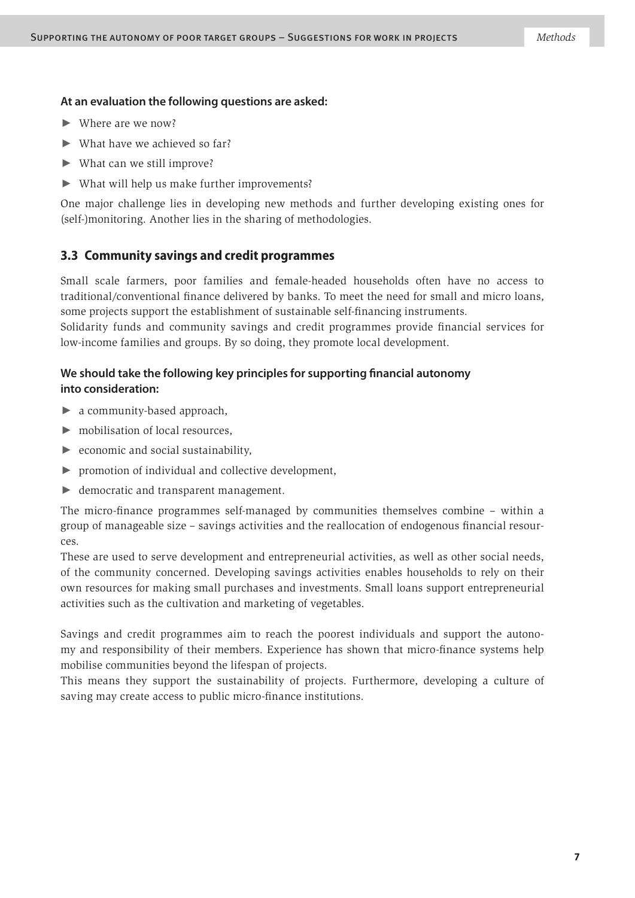**At an evaluation the following questions are asked:**

- Where are we now?
- What have we achieved so far?
- What can we still improve?
- What will help us make further improvements?

One major challenge lies in developing new methods and further developing existing ones for (self-)monitoring. Another lies in the sharing of methodologies.

## 3.3 Community savings and credit programmes

Small scale farmers, poor families and female-headed households often have no access to traditional/conventional finance delivered by banks. To meet the need for small and micro loans, some projects support the establishment of sustainable self-financing instruments.

Solidarity funds and community savings and credit programmes provide financial services for low-income families and groups. By so doing, they promote local development.

**We should take the following key principles for supporting financial autonomy into consideration:**

- a community-based approach,
- mobilisation of local resources,
- economic and social sustainability,
- promotion of individual and collective development,
- democratic and transparent management.

The micro-finance programmes self-managed by communities themselves combine – within a group of manageable size – savings activities and the reallocation of endogenous financial resources.

These are used to serve development and entrepreneurial activities, as well as other social needs, of the community concerned. Developing savings activities enables households to rely on their own resources for making small purchases and investments. Small loans support entrepreneurial activities such as the cultivation and marketing of vegetables.

Savings and credit programmes aim to reach the poorest individuals and support the autonomy and responsibility of their members. Experience has shown that micro-finance systems help mobilise communities beyond the lifespan of projects.

This means they support the sustainability of projects. Furthermore, developing a culture of saving may create access to public micro-finance institutions.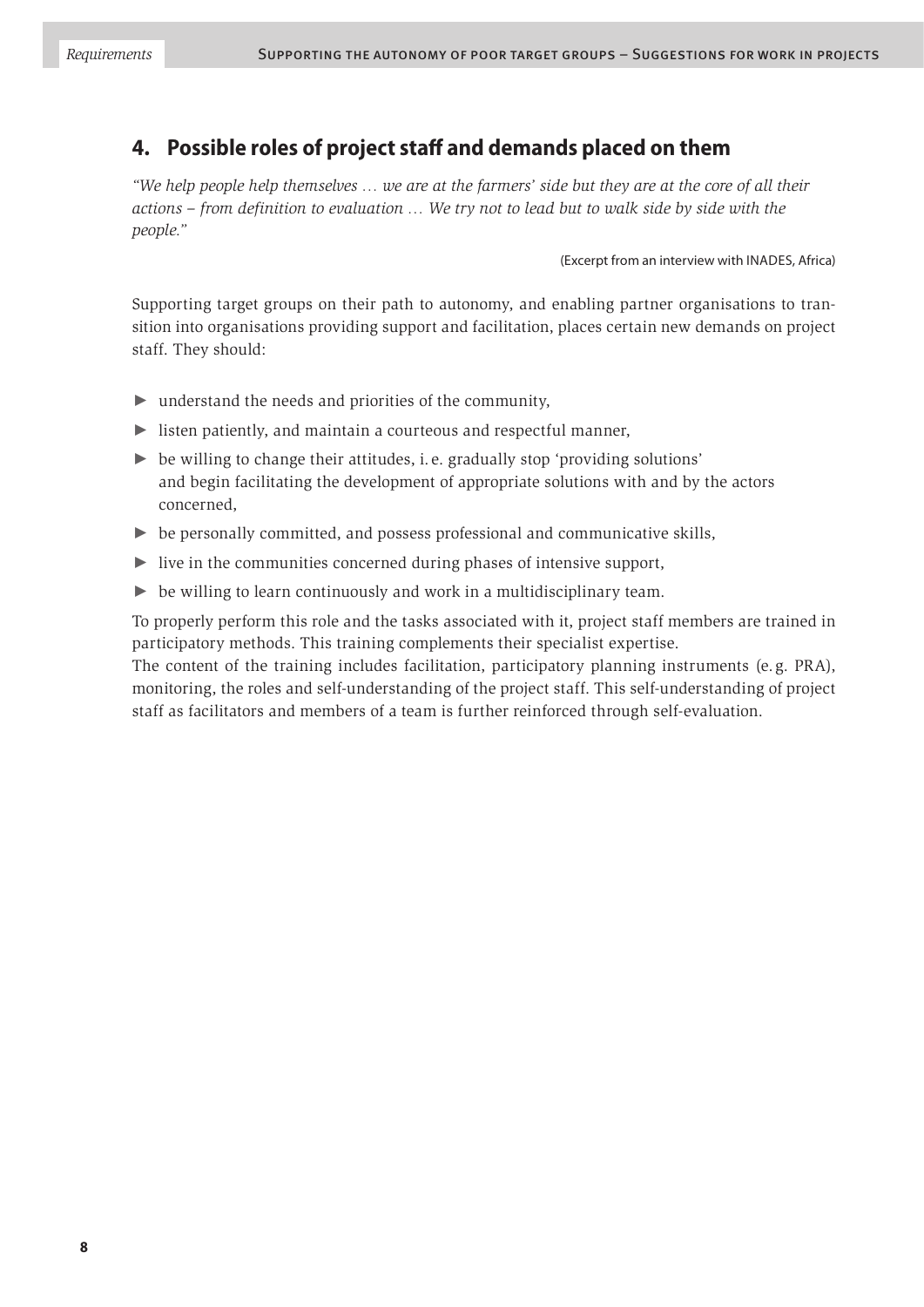## 4. Possible roles of project staff and demands placed on them

*"We help people help themselves … we are at the farmers' side but they are at the core of all their actions – from definition to evaluation … We try not to lead but to walk side by side with the people."*

(Excerpt from an interview with INADES, Africa)

Supporting target groups on their path to autonomy, and enabling partner organisations to transition into organisations providing support and facilitation, places certain new demands on project staff. They should:

- understand the needs and priorities of the community,
- listen patiently, and maintain a courteous and respectful manner,
- be willing to change their attitudes, i. e. gradually stop 'providing solutions' and begin facilitating the development of appropriate solutions with and by the actors concerned,
- be personally committed, and possess professional and communicative skills,
- live in the communities concerned during phases of intensive support,
- be willing to learn continuously and work in a multidisciplinary team.

To properly perform this role and the tasks associated with it, project staff members are trained in participatory methods. This training complements their specialist expertise.

The content of the training includes facilitation, participatory planning instruments (e. g. PRA), monitoring, the roles and self-understanding of the project staff. This self-understanding of project staff as facilitators and members of a team is further reinforced through self-evaluation.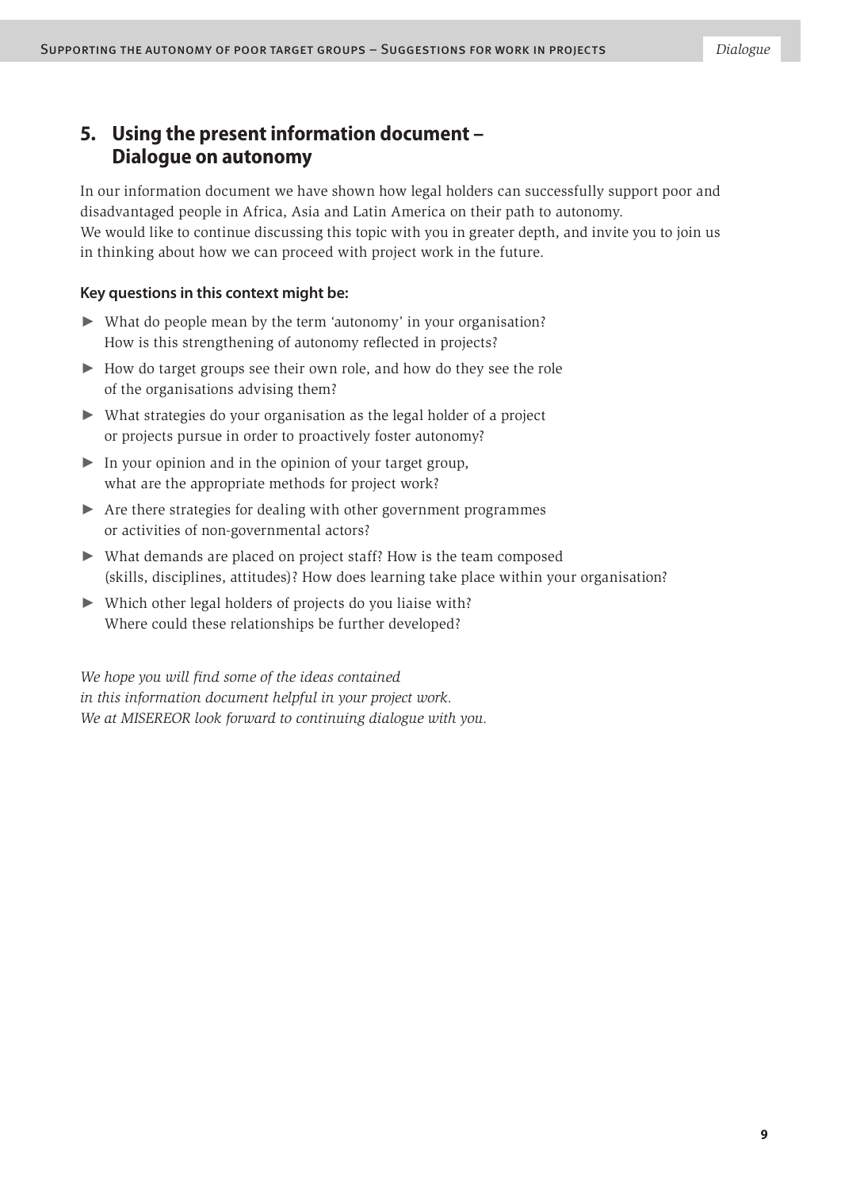## 5. Using the present information document – Dialogue on autonomy

In our information document we have shown how legal holders can successfully support poor and disadvantaged people in Africa, Asia and Latin America on their path to autonomy.
We would like to continue discussing this topic with you in greater depth, and invite you to join us in thinking about how we can proceed with project work in the future.

**Key questions in this context might be:**

- What do people mean by the term 'autonomy' in your organisation? How is this strengthening of autonomy reflected in projects?
- How do target groups see their own role, and how do they see the role of the organisations advising them?
- What strategies do your organisation as the legal holder of a project or projects pursue in order to proactively foster autonomy?
- In your opinion and in the opinion of your target group, what are the appropriate methods for project work?
- Are there strategies for dealing with other government programmes or activities of non-governmental actors?
- What demands are placed on project staff? How is the team composed (skills, disciplines, attitudes)? How does learning take place within your organisation?
- Which other legal holders of projects do you liaise with? Where could these relationships be further developed?

*We hope you will find some of the ideas contained in this information document helpful in your project work. We at MISEREOR look forward to continuing dialogue with you.*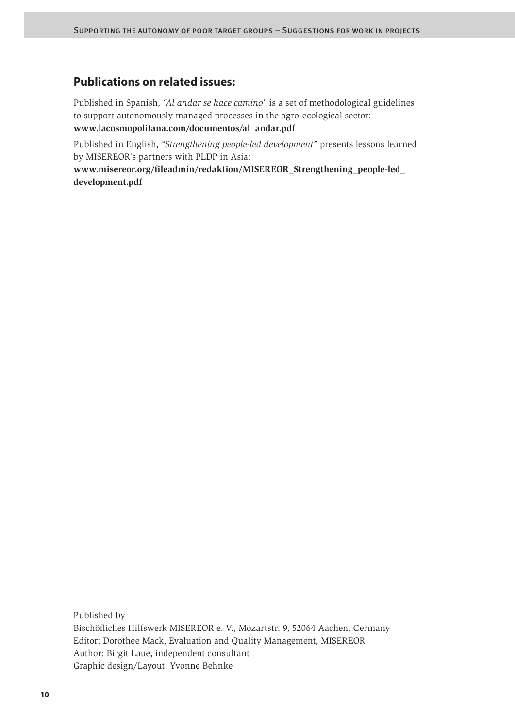## Publications on related issues:

Published in Spanish, *"Al andar se hace camino"* is a set of methodological guidelines to support autonomously managed processes in the agro-ecological sector:
**www.lacosmopolitana.com/documentos/al_andar.pdf**

Published in English, *"Strengthening people-led development"* presents lessons learned by MISEREOR's partners with PLDP in Asia:
**www.misereor.org/fileadmin/redaktion/MISEREOR_Strengthening_people-led_development.pdf**

Published by
Bischöfliches Hilfswerk MISEREOR e. V., Mozartstr. 9, 52064 Aachen, Germany
Editor: Dorothee Mack, Evaluation and Quality Management, MISEREOR
Author: Birgit Laue, independent consultant
Graphic design/Layout: Yvonne Behnke